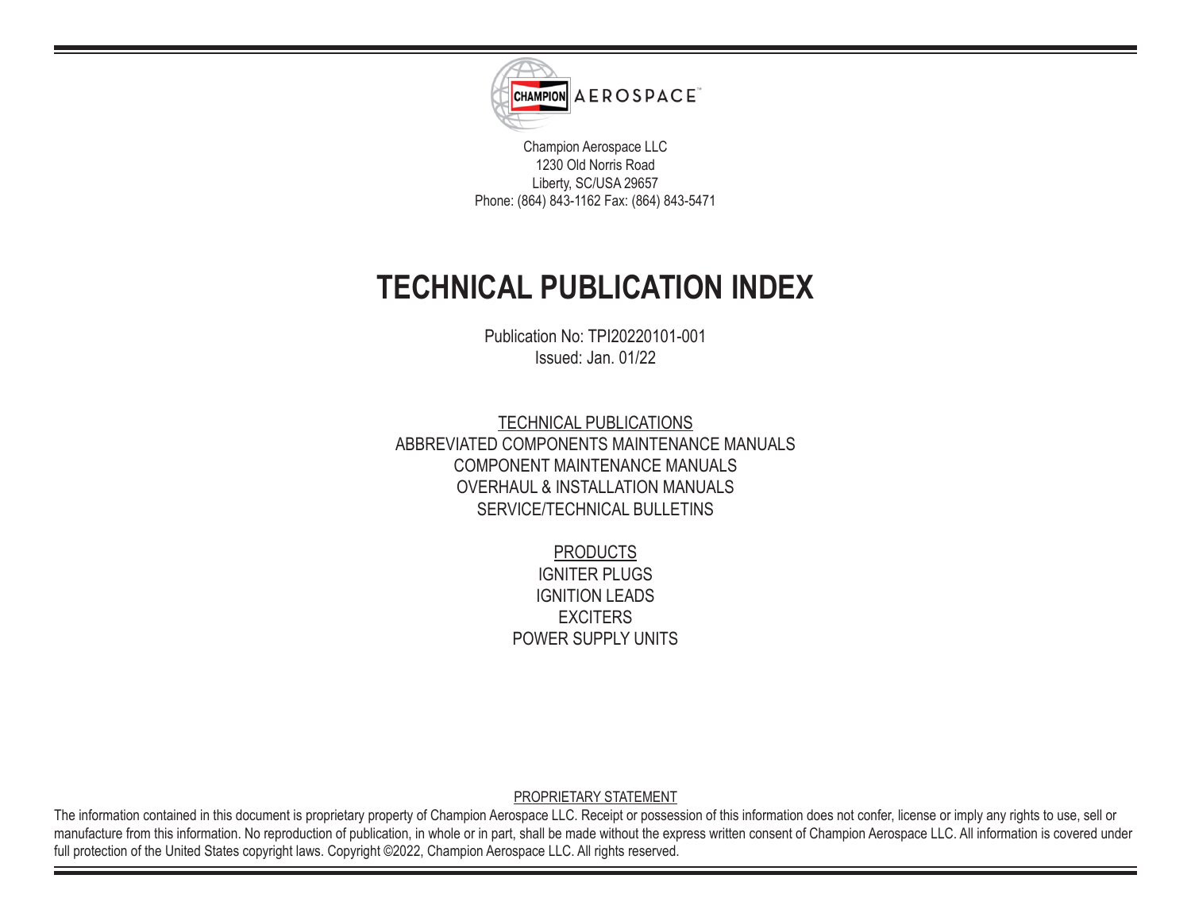Champion Aerospace LLC
1230 Old Norris Road
Liberty, SC/USA 29657
Phone: (864) 843-1162 Fax: (864) 843-5471

# TECHNICAL PUBLICATION INDEX

Publication No: TPI20220101-001
Issued: Jan. 01/22

TECHNICAL PUBLICATIONS
ABBREVIATED COMPONENTS MAINTENANCE MANUALS
COMPONENT MAINTENANCE MANUALS
OVERHAUL & INSTALLATION MANUALS
SERVICE/TECHNICAL BULLETINS

PRODUCTS
IGNITER PLUGS
IGNITION LEADS
EXCITERS
POWER SUPPLY UNITS

PROPRIETARY STATEMENT

The information contained in this document is proprietary property of Champion Aerospace LLC. Receipt or possession of this information does not confer, license or imply any rights to use, sell or manufacture from this information. No reproduction of publication, in whole or in part, shall be made without the express written consent of Champion Aerospace LLC. All information is covered under full protection of the United States copyright laws. Copyright ©2022, Champion Aerospace LLC. All rights reserved.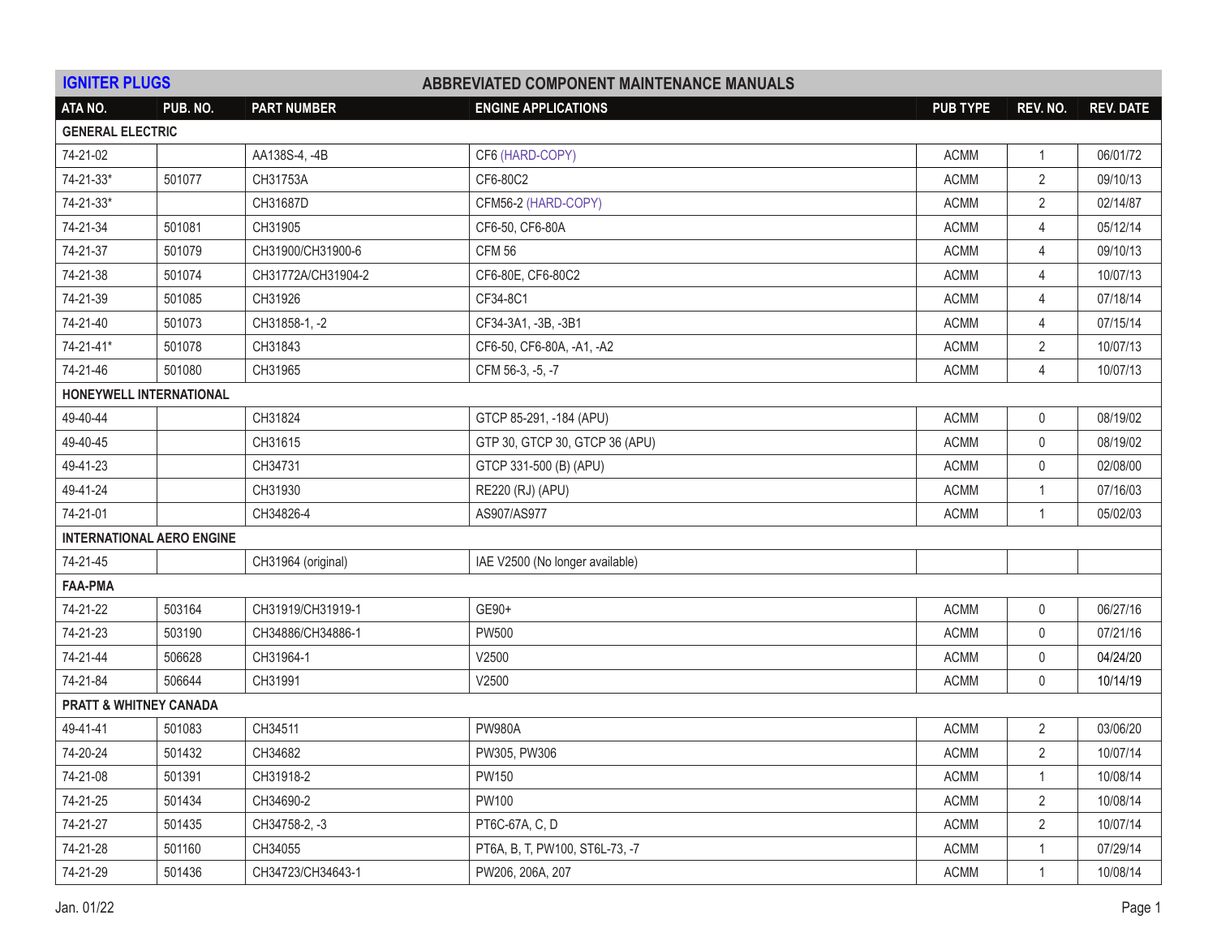## IGNITER PLUGS — ABBREVIATED COMPONENT MAINTENANCE MANUALS

| ATA NO. | PUB. NO. | PART NUMBER | ENGINE APPLICATIONS | PUB TYPE | REV. NO. | REV. DATE |
|---|---|---|---|---|---|---|
| **GENERAL ELECTRIC** | | | | | | |
| 74-21-02 | | AA138S-4, -4B | CF6 (HARD-COPY) | ACMM | 1 | 06/01/72 |
| 74-21-33* | 501077 | CH31753A | CF6-80C2 | ACMM | 2 | 09/10/13 |
| 74-21-33* | | CH31687D | CFM56-2 (HARD-COPY) | ACMM | 2 | 02/14/87 |
| 74-21-34 | 501081 | CH31905 | CF6-50, CF6-80A | ACMM | 4 | 05/12/14 |
| 74-21-37 | 501079 | CH31900/CH31900-6 | CFM 56 | ACMM | 4 | 09/10/13 |
| 74-21-38 | 501074 | CH31772A/CH31904-2 | CF6-80E, CF6-80C2 | ACMM | 4 | 10/07/13 |
| 74-21-39 | 501085 | CH31926 | CF34-8C1 | ACMM | 4 | 07/18/14 |
| 74-21-40 | 501073 | CH31858-1, -2 | CF34-3A1, -3B, -3B1 | ACMM | 4 | 07/15/14 |
| 74-21-41* | 501078 | CH31843 | CF6-50, CF6-80A, -A1, -A2 | ACMM | 2 | 10/07/13 |
| 74-21-46 | 501080 | CH31965 | CFM 56-3, -5, -7 | ACMM | 4 | 10/07/13 |
| **HONEYWELL INTERNATIONAL** | | | | | | |
| 49-40-44 | | CH31824 | GTCP 85-291, -184 (APU) | ACMM | 0 | 08/19/02 |
| 49-40-45 | | CH31615 | GTP 30, GTCP 30, GTCP 36 (APU) | ACMM | 0 | 08/19/02 |
| 49-41-23 | | CH34731 | GTCP 331-500 (B) (APU) | ACMM | 0 | 02/08/00 |
| 49-41-24 | | CH31930 | RE220 (RJ) (APU) | ACMM | 1 | 07/16/03 |
| 74-21-01 | | CH34826-4 | AS907/AS977 | ACMM | 1 | 05/02/03 |
| **INTERNATIONAL AERO ENGINE** | | | | | | |
| 74-21-45 | | CH31964 (original) | IAE V2500 (No longer available) | | | |
| **FAA-PMA** | | | | | | |
| 74-21-22 | 503164 | CH31919/CH31919-1 | GE90+ | ACMM | 0 | 06/27/16 |
| 74-21-23 | 503190 | CH34886/CH34886-1 | PW500 | ACMM | 0 | 07/21/16 |
| 74-21-44 | 506628 | CH31964-1 | V2500 | ACMM | 0 | 04/24/20 |
| 74-21-84 | 506644 | CH31991 | V2500 | ACMM | 0 | 10/14/19 |
| **PRATT & WHITNEY CANADA** | | | | | | |
| 49-41-41 | 501083 | CH34511 | PW980A | ACMM | 2 | 03/06/20 |
| 74-20-24 | 501432 | CH34682 | PW305, PW306 | ACMM | 2 | 10/07/14 |
| 74-21-08 | 501391 | CH31918-2 | PW150 | ACMM | 1 | 10/08/14 |
| 74-21-25 | 501434 | CH34690-2 | PW100 | ACMM | 2 | 10/08/14 |
| 74-21-27 | 501435 | CH34758-2, -3 | PT6C-67A, C, D | ACMM | 2 | 10/07/14 |
| 74-21-28 | 501160 | CH34055 | PT6A, B, T, PW100, ST6L-73, -7 | ACMM | 1 | 07/29/14 |
| 74-21-29 | 501436 | CH34723/CH34643-1 | PW206, 206A, 207 | ACMM | 1 | 10/08/14 |

Jan. 01/22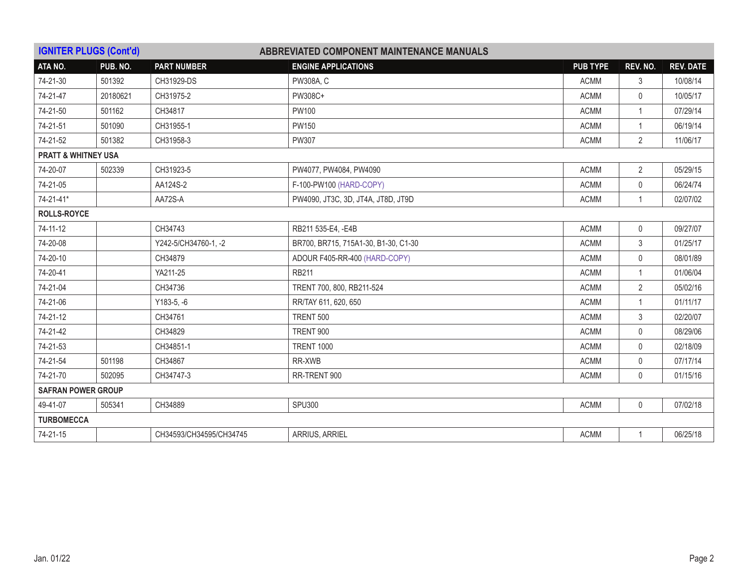## IGNITER PLUGS (Cont'd) — ABBREVIATED COMPONENT MAINTENANCE MANUALS

| ATA NO. | PUB. NO. | PART NUMBER | ENGINE APPLICATIONS | PUB TYPE | REV. NO. | REV. DATE |
|---|---|---|---|---|---|---|
| 74-21-30 | 501392 | CH31929-DS | PW308A, C | ACMM | 3 | 10/08/14 |
| 74-21-47 | 20180621 | CH31975-2 | PW308C+ | ACMM | 0 | 10/05/17 |
| 74-21-50 | 501162 | CH34817 | PW100 | ACMM | 1 | 07/29/14 |
| 74-21-51 | 501090 | CH31955-1 | PW150 | ACMM | 1 | 06/19/14 |
| 74-21-52 | 501382 | CH31958-3 | PW307 | ACMM | 2 | 11/06/17 |
| **PRATT & WHITNEY USA** | | | | | | |
| 74-20-07 | 502339 | CH31923-5 | PW4077, PW4084, PW4090 | ACMM | 2 | 05/29/15 |
| 74-21-05 | | AA124S-2 | F-100-PW100 (HARD-COPY) | ACMM | 0 | 06/24/74 |
| 74-21-41* | | AA72S-A | PW4090, JT3C, 3D, JT4A, JT8D, JT9D | ACMM | 1 | 02/07/02 |
| **ROLLS-ROYCE** | | | | | | |
| 74-11-12 | | CH34743 | RB211 535-E4, -E4B | ACMM | 0 | 09/27/07 |
| 74-20-08 | | Y242-5/CH34760-1, -2 | BR700, BR715, 715A1-30, B1-30, C1-30 | ACMM | 3 | 01/25/17 |
| 74-20-10 | | CH34879 | ADOUR F405-RR-400 (HARD-COPY) | ACMM | 0 | 08/01/89 |
| 74-20-41 | | YA211-25 | RB211 | ACMM | 1 | 01/06/04 |
| 74-21-04 | | CH34736 | TRENT 700, 800, RB211-524 | ACMM | 2 | 05/02/16 |
| 74-21-06 | | Y183-5, -6 | RR/TAY 611, 620, 650 | ACMM | 1 | 01/11/17 |
| 74-21-12 | | CH34761 | TRENT 500 | ACMM | 3 | 02/20/07 |
| 74-21-42 | | CH34829 | TRENT 900 | ACMM | 0 | 08/29/06 |
| 74-21-53 | | CH34851-1 | TRENT 1000 | ACMM | 0 | 02/18/09 |
| 74-21-54 | 501198 | CH34867 | RR-XWB | ACMM | 0 | 07/17/14 |
| 74-21-70 | 502095 | CH34747-3 | RR-TRENT 900 | ACMM | 0 | 01/15/16 |
| **SAFRAN POWER GROUP** | | | | | | |
| 49-41-07 | 505341 | CH34889 | SPU300 | ACMM | 0 | 07/02/18 |
| **TURBOMECCA** | | | | | | |
| 74-21-15 | | CH34593/CH34595/CH34745 | ARRIUS, ARRIEL | ACMM | 1 | 06/25/18 |

Jan. 01/22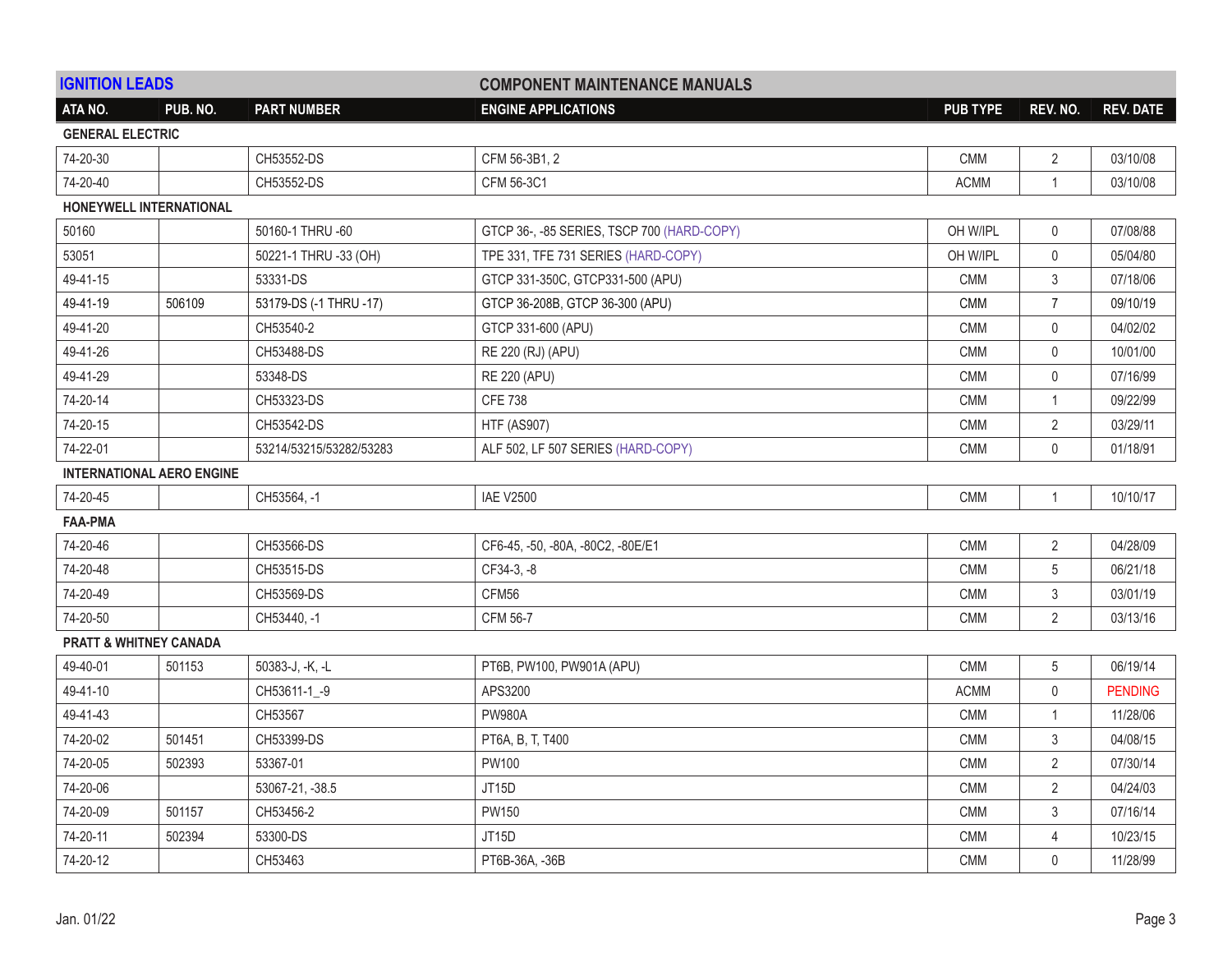| IGNITION LEADS | | | COMPONENT MAINTENANCE MANUALS | | | |
|---|---|---|---|---|---|---|
| **ATA NO.** | **PUB. NO.** | **PART NUMBER** | **ENGINE APPLICATIONS** | **PUB TYPE** | **REV. NO.** | **REV. DATE** |
| **GENERAL ELECTRIC** | | | | | | |
| 74-20-30 | | CH53552-DS | CFM 56-3B1, 2 | CMM | 2 | 03/10/08 |
| 74-20-40 | | CH53552-DS | CFM 56-3C1 | ACMM | 1 | 03/10/08 |
| **HONEYWELL INTERNATIONAL** | | | | | | |
| 50160 | | 50160-1 THRU -60 | GTCP 36-, -85 SERIES, TSCP 700 (HARD-COPY) | OH W/IPL | 0 | 07/08/88 |
| 53051 | | 50221-1 THRU -33 (OH) | TPE 331, TFE 731 SERIES (HARD-COPY) | OH W/IPL | 0 | 05/04/80 |
| 49-41-15 | | 53331-DS | GTCP 331-350C, GTCP331-500 (APU) | CMM | 3 | 07/18/06 |
| 49-41-19 | 506109 | 53179-DS (-1 THRU -17) | GTCP 36-208B, GTCP 36-300 (APU) | CMM | 7 | 09/10/19 |
| 49-41-20 | | CH53540-2 | GTCP 331-600 (APU) | CMM | 0 | 04/02/02 |
| 49-41-26 | | CH53488-DS | RE 220 (RJ) (APU) | CMM | 0 | 10/01/00 |
| 49-41-29 | | 53348-DS | RE 220 (APU) | CMM | 0 | 07/16/99 |
| 74-20-14 | | CH53323-DS | CFE 738 | CMM | 1 | 09/22/99 |
| 74-20-15 | | CH53542-DS | HTF (AS907) | CMM | 2 | 03/29/11 |
| 74-22-01 | | 53214/53215/53282/53283 | ALF 502, LF 507 SERIES (HARD-COPY) | CMM | 0 | 01/18/91 |
| **INTERNATIONAL AERO ENGINE** | | | | | | |
| 74-20-45 | | CH53564, -1 | IAE V2500 | CMM | 1 | 10/10/17 |
| **FAA-PMA** | | | | | | |
| 74-20-46 | | CH53566-DS | CF6-45, -50, -80A, -80C2, -80E/E1 | CMM | 2 | 04/28/09 |
| 74-20-48 | | CH53515-DS | CF34-3, -8 | CMM | 5 | 06/21/18 |
| 74-20-49 | | CH53569-DS | CFM56 | CMM | 3 | 03/01/19 |
| 74-20-50 | | CH53440, -1 | CFM 56-7 | CMM | 2 | 03/13/16 |
| **PRATT & WHITNEY CANADA** | | | | | | |
| 49-40-01 | 501153 | 50383-J, -K, -L | PT6B, PW100, PW901A (APU) | CMM | 5 | 06/19/14 |
| 49-41-10 | | CH53611-1_-9 | APS3200 | ACMM | 0 | PENDING |
| 49-41-43 | | CH53567 | PW980A | CMM | 1 | 11/28/06 |
| 74-20-02 | 501451 | CH53399-DS | PT6A, B, T, T400 | CMM | 3 | 04/08/15 |
| 74-20-05 | 502393 | 53367-01 | PW100 | CMM | 2 | 07/30/14 |
| 74-20-06 | | 53067-21, -38.5 | JT15D | CMM | 2 | 04/24/03 |
| 74-20-09 | 501157 | CH53456-2 | PW150 | CMM | 3 | 07/16/14 |
| 74-20-11 | 502394 | 53300-DS | JT15D | CMM | 4 | 10/23/15 |
| 74-20-12 | | CH53463 | PT6B-36A, -36B | CMM | 0 | 11/28/99 |

Jan. 01/22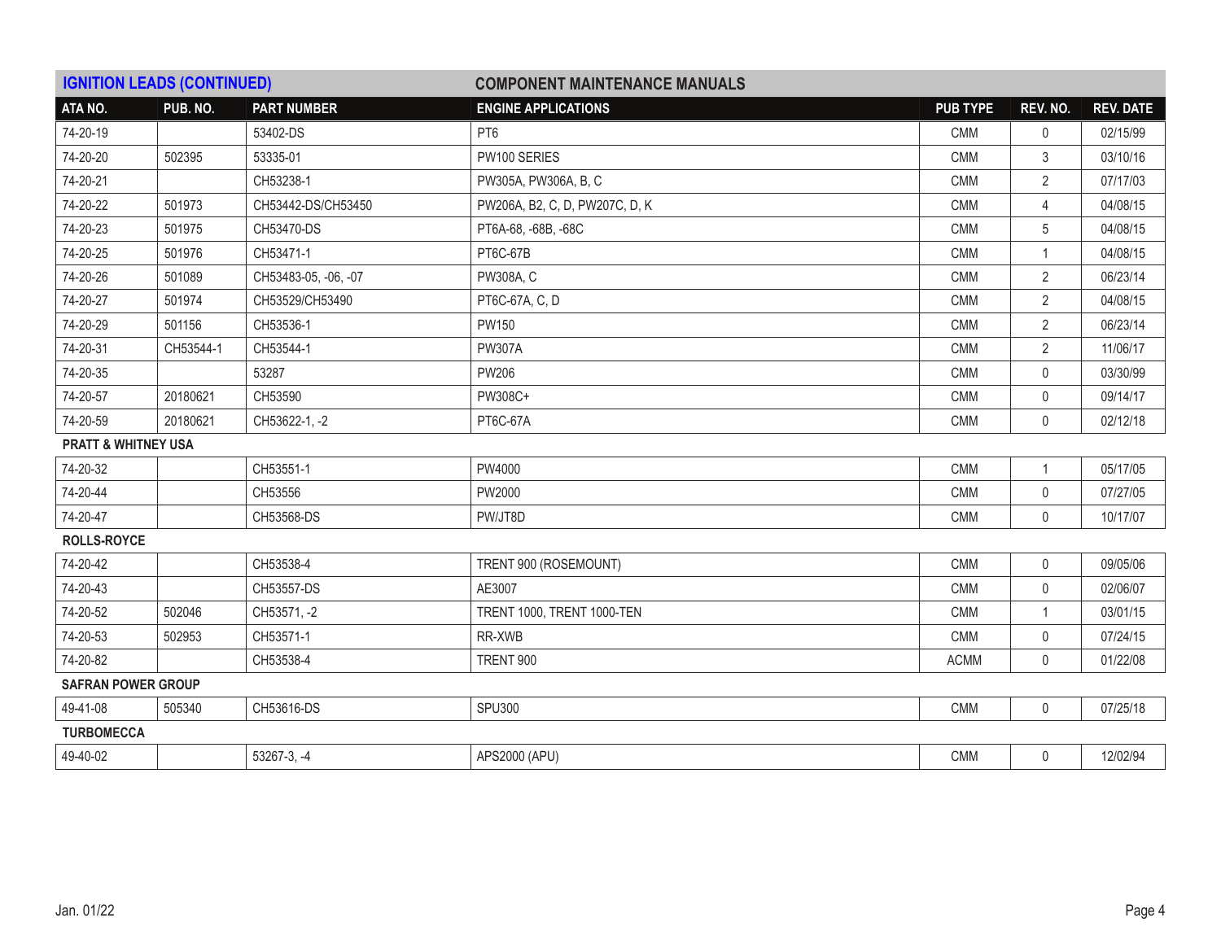| IGNITION LEADS (CONTINUED) | | | COMPONENT MAINTENANCE MANUALS | | | |
|---|---|---|---|---|---|---|
| **ATA NO.** | **PUB. NO.** | **PART NUMBER** | **ENGINE APPLICATIONS** | **PUB TYPE** | **REV. NO.** | **REV. DATE** |
| 74-20-19 | | 53402-DS | PT6 | CMM | 0 | 02/15/99 |
| 74-20-20 | 502395 | 53335-01 | PW100 SERIES | CMM | 3 | 03/10/16 |
| 74-20-21 | | CH53238-1 | PW305A, PW306A, B, C | CMM | 2 | 07/17/03 |
| 74-20-22 | 501973 | CH53442-DS/CH53450 | PW206A, B2, C, D, PW207C, D, K | CMM | 4 | 04/08/15 |
| 74-20-23 | 501975 | CH53470-DS | PT6A-68, -68B, -68C | CMM | 5 | 04/08/15 |
| 74-20-25 | 501976 | CH53471-1 | PT6C-67B | CMM | 1 | 04/08/15 |
| 74-20-26 | 501089 | CH53483-05, -06, -07 | PW308A, C | CMM | 2 | 06/23/14 |
| 74-20-27 | 501974 | CH53529/CH53490 | PT6C-67A, C, D | CMM | 2 | 04/08/15 |
| 74-20-29 | 501156 | CH53536-1 | PW150 | CMM | 2 | 06/23/14 |
| 74-20-31 | CH53544-1 | CH53544-1 | PW307A | CMM | 2 | 11/06/17 |
| 74-20-35 | | 53287 | PW206 | CMM | 0 | 03/30/99 |
| 74-20-57 | 20180621 | CH53590 | PW308C+ | CMM | 0 | 09/14/17 |
| 74-20-59 | 20180621 | CH53622-1, -2 | PT6C-67A | CMM | 0 | 02/12/18 |
| **PRATT & WHITNEY USA** | | | | | | |
| 74-20-32 | | CH53551-1 | PW4000 | CMM | 1 | 05/17/05 |
| 74-20-44 | | CH53556 | PW2000 | CMM | 0 | 07/27/05 |
| 74-20-47 | | CH53568-DS | PW/JT8D | CMM | 0 | 10/17/07 |
| **ROLLS-ROYCE** | | | | | | |
| 74-20-42 | | CH53538-4 | TRENT 900 (ROSEMOUNT) | CMM | 0 | 09/05/06 |
| 74-20-43 | | CH53557-DS | AE3007 | CMM | 0 | 02/06/07 |
| 74-20-52 | 502046 | CH53571, -2 | TRENT 1000, TRENT 1000-TEN | CMM | 1 | 03/01/15 |
| 74-20-53 | 502953 | CH53571-1 | RR-XWB | CMM | 0 | 07/24/15 |
| 74-20-82 | | CH53538-4 | TRENT 900 | ACMM | 0 | 01/22/08 |
| **SAFRAN POWER GROUP** | | | | | | |
| 49-41-08 | 505340 | CH53616-DS | SPU300 | CMM | 0 | 07/25/18 |
| **TURBOMECCA** | | | | | | |
| 49-40-02 | | 53267-3, -4 | APS2000 (APU) | CMM | 0 | 12/02/94 |

Jan. 01/22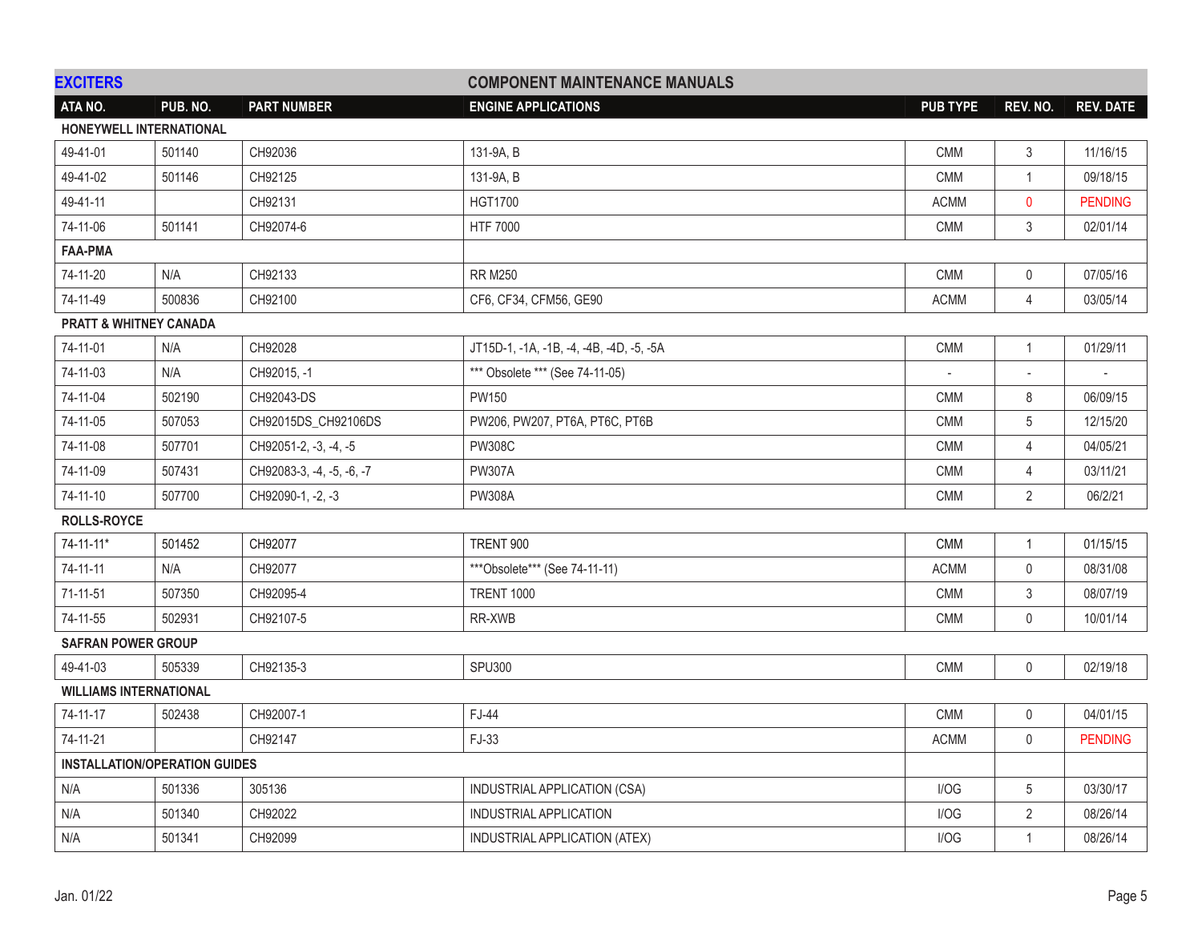## EXCITERS

## COMPONENT MAINTENANCE MANUALS

| ATA NO. | PUB. NO. | PART NUMBER | ENGINE APPLICATIONS | PUB TYPE | REV. NO. | REV. DATE |
|---|---|---|---|---|---|---|
| **HONEYWELL INTERNATIONAL** | | | | | | |
| 49-41-01 | 501140 | CH92036 | 131-9A, B | CMM | 3 | 11/16/15 |
| 49-41-02 | 501146 | CH92125 | 131-9A, B | CMM | 1 | 09/18/15 |
| 49-41-11 | | CH92131 | HGT1700 | ACMM | 0 | PENDING |
| 74-11-06 | 501141 | CH92074-6 | HTF 7000 | CMM | 3 | 02/01/14 |
| **FAA-PMA** | | | | | | |
| 74-11-20 | N/A | CH92133 | RR M250 | CMM | 0 | 07/05/16 |
| 74-11-49 | 500836 | CH92100 | CF6, CF34, CFM56, GE90 | ACMM | 4 | 03/05/14 |
| **PRATT & WHITNEY CANADA** | | | | | | |
| 74-11-01 | N/A | CH92028 | JT15D-1, -1A, -1B, -4, -4B, -4D, -5, -5A | CMM | 1 | 01/29/11 |
| 74-11-03 | N/A | CH92015, -1 | *** Obsolete *** (See 74-11-05) | - | - | - |
| 74-11-04 | 502190 | CH92043-DS | PW150 | CMM | 8 | 06/09/15 |
| 74-11-05 | 507053 | CH92015DS_CH92106DS | PW206, PW207, PT6A, PT6C, PT6B | CMM | 5 | 12/15/20 |
| 74-11-08 | 507701 | CH92051-2, -3, -4, -5 | PW308C | CMM | 4 | 04/05/21 |
| 74-11-09 | 507431 | CH92083-3, -4, -5, -6, -7 | PW307A | CMM | 4 | 03/11/21 |
| 74-11-10 | 507700 | CH92090-1, -2, -3 | PW308A | CMM | 2 | 06/2/21 |
| **ROLLS-ROYCE** | | | | | | |
| 74-11-11* | 501452 | CH92077 | TRENT 900 | CMM | 1 | 01/15/15 |
| 74-11-11 | N/A | CH92077 | ***Obsolete*** (See 74-11-11) | ACMM | 0 | 08/31/08 |
| 71-11-51 | 507350 | CH92095-4 | TRENT 1000 | CMM | 3 | 08/07/19 |
| 74-11-55 | 502931 | CH92107-5 | RR-XWB | CMM | 0 | 10/01/14 |
| **SAFRAN POWER GROUP** | | | | | | |
| 49-41-03 | 505339 | CH92135-3 | SPU300 | CMM | 0 | 02/19/18 |
| **WILLIAMS INTERNATIONAL** | | | | | | |
| 74-11-17 | 502438 | CH92007-1 | FJ-44 | CMM | 0 | 04/01/15 |
| 74-11-21 | | CH92147 | FJ-33 | ACMM | 0 | PENDING |
| **INSTALLATION/OPERATION GUIDES** | | | | | | |
| N/A | 501336 | 305136 | INDUSTRIAL APPLICATION (CSA) | I/OG | 5 | 03/30/17 |
| N/A | 501340 | CH92022 | INDUSTRIAL APPLICATION | I/OG | 2 | 08/26/14 |
| N/A | 501341 | CH92099 | INDUSTRIAL APPLICATION (ATEX) | I/OG | 1 | 08/26/14 |

Jan. 01/22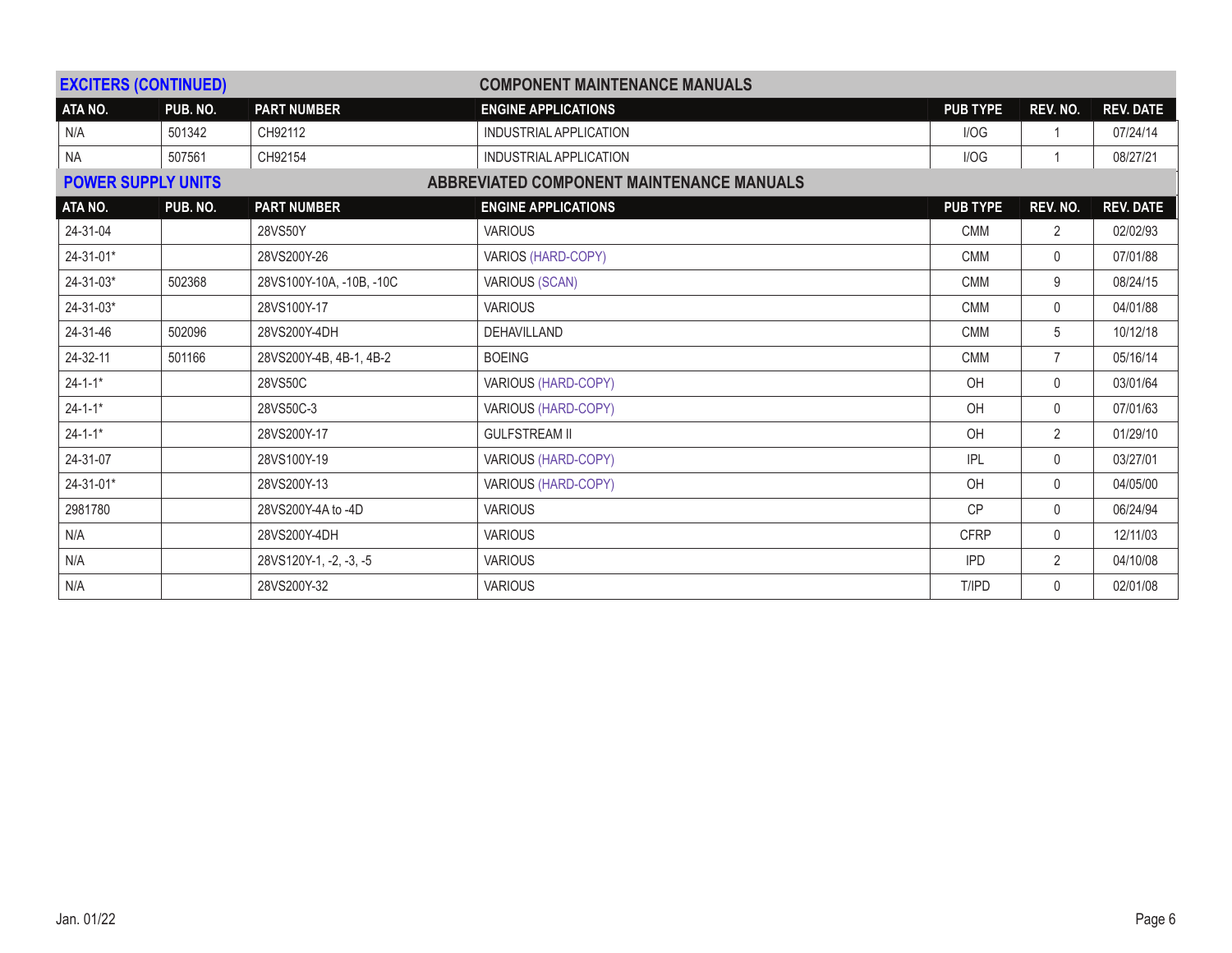## EXCITERS (CONTINUED) — COMPONENT MAINTENANCE MANUALS

| ATA NO. | PUB. NO. | PART NUMBER | ENGINE APPLICATIONS | PUB TYPE | REV. NO. | REV. DATE |
|---|---|---|---|---|---|---|
| N/A | 501342 | CH92112 | INDUSTRIAL APPLICATION | I/OG | 1 | 07/24/14 |
| NA | 507561 | CH92154 | INDUSTRIAL APPLICATION | I/OG | 1 | 08/27/21 |

## POWER SUPPLY UNITS — ABBREVIATED COMPONENT MAINTENANCE MANUALS

| ATA NO. | PUB. NO. | PART NUMBER | ENGINE APPLICATIONS | PUB TYPE | REV. NO. | REV. DATE |
|---|---|---|---|---|---|---|
| 24-31-04 | | 28VS50Y | VARIOUS | CMM | 2 | 02/02/93 |
| 24-31-01* | | 28VS200Y-26 | VARIOS (HARD-COPY) | CMM | 0 | 07/01/88 |
| 24-31-03* | 502368 | 28VS100Y-10A, -10B, -10C | VARIOUS (SCAN) | CMM | 9 | 08/24/15 |
| 24-31-03* | | 28VS100Y-17 | VARIOUS | CMM | 0 | 04/01/88 |
| 24-31-46 | 502096 | 28VS200Y-4DH | DEHAVILLAND | CMM | 5 | 10/12/18 |
| 24-32-11 | 501166 | 28VS200Y-4B, 4B-1, 4B-2 | BOEING | CMM | 7 | 05/16/14 |
| 24-1-1* | | 28VS50C | VARIOUS (HARD-COPY) | OH | 0 | 03/01/64 |
| 24-1-1* | | 28VS50C-3 | VARIOUS (HARD-COPY) | OH | 0 | 07/01/63 |
| 24-1-1* | | 28VS200Y-17 | GULFSTREAM II | OH | 2 | 01/29/10 |
| 24-31-07 | | 28VS100Y-19 | VARIOUS (HARD-COPY) | IPL | 0 | 03/27/01 |
| 24-31-01* | | 28VS200Y-13 | VARIOUS (HARD-COPY) | OH | 0 | 04/05/00 |
| 2981780 | | 28VS200Y-4A to -4D | VARIOUS | CP | 0 | 06/24/94 |
| N/A | | 28VS200Y-4DH | VARIOUS | CFRP | 0 | 12/11/03 |
| N/A | | 28VS120Y-1, -2, -3, -5 | VARIOUS | IPD | 2 | 04/10/08 |
| N/A | | 28VS200Y-32 | VARIOUS | T/IPD | 0 | 02/01/08 |

Jan. 01/22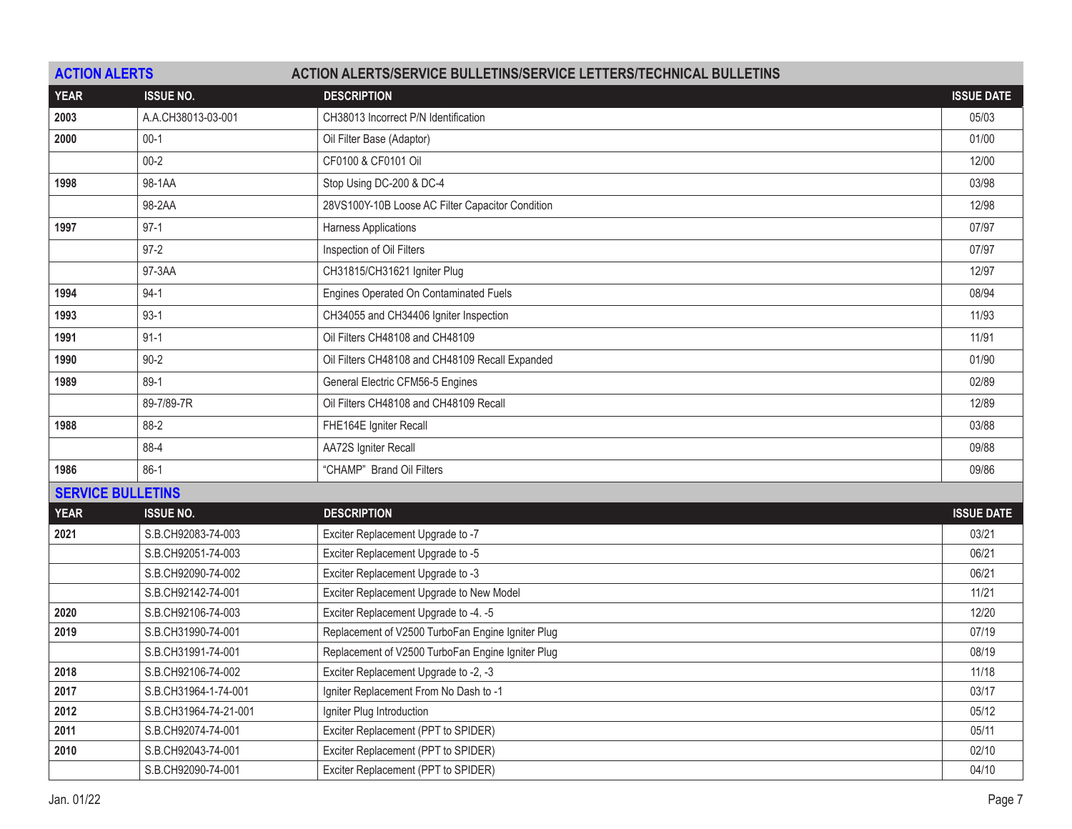## ACTION ALERTS

**ACTION ALERTS/SERVICE BULLETINS/SERVICE LETTERS/TECHNICAL BULLETINS**

| YEAR | ISSUE NO. | DESCRIPTION | ISSUE DATE |
|---|---|---|---|
| **2003** | A.A.CH38013-03-001 | CH38013 Incorrect P/N Identification | 05/03 |
| **2000** | 00-1 | Oil Filter Base (Adaptor) | 01/00 |
| | 00-2 | CF0100 & CF0101 Oil | 12/00 |
| **1998** | 98-1AA | Stop Using DC-200 & DC-4 | 03/98 |
| | 98-2AA | 28VS100Y-10B Loose AC Filter Capacitor Condition | 12/98 |
| **1997** | 97-1 | Harness Applications | 07/97 |
| | 97-2 | Inspection of Oil Filters | 07/97 |
| | 97-3AA | CH31815/CH31621 Igniter Plug | 12/97 |
| **1994** | 94-1 | Engines Operated On Contaminated Fuels | 08/94 |
| **1993** | 93-1 | CH34055 and CH34406 Igniter Inspection | 11/93 |
| **1991** | 91-1 | Oil Filters CH48108 and CH48109 | 11/91 |
| **1990** | 90-2 | Oil Filters CH48108 and CH48109 Recall Expanded | 01/90 |
| **1989** | 89-1 | General Electric CFM56-5 Engines | 02/89 |
| | 89-7/89-7R | Oil Filters CH48108 and CH48109 Recall | 12/89 |
| **1988** | 88-2 | FHE164E Igniter Recall | 03/88 |
| | 88-4 | AA72S Igniter Recall | 09/88 |
| **1986** | 86-1 | "CHAMP" Brand Oil Filters | 09/86 |

## SERVICE BULLETINS

| YEAR | ISSUE NO. | DESCRIPTION | ISSUE DATE |
|---|---|---|---|
| **2021** | S.B.CH92083-74-003 | Exciter Replacement Upgrade to -7 | 03/21 |
| | S.B.CH92051-74-003 | Exciter Replacement Upgrade to -5 | 06/21 |
| | S.B.CH92090-74-002 | Exciter Replacement Upgrade to -3 | 06/21 |
| | S.B.CH92142-74-001 | Exciter Replacement Upgrade to New Model | 11/21 |
| **2020** | S.B.CH92106-74-003 | Exciter Replacement Upgrade to -4. -5 | 12/20 |
| **2019** | S.B.CH31990-74-001 | Replacement of V2500 TurboFan Engine Igniter Plug | 07/19 |
| | S.B.CH31991-74-001 | Replacement of V2500 TurboFan Engine Igniter Plug | 08/19 |
| **2018** | S.B.CH92106-74-002 | Exciter Replacement Upgrade to -2, -3 | 11/18 |
| **2017** | S.B.CH31964-1-74-001 | Igniter Replacement From No Dash to -1 | 03/17 |
| **2012** | S.B.CH31964-74-21-001 | Igniter Plug Introduction | 05/12 |
| **2011** | S.B.CH92074-74-001 | Exciter Replacement (PPT to SPIDER) | 05/11 |
| **2010** | S.B.CH92043-74-001 | Exciter Replacement (PPT to SPIDER) | 02/10 |
| | S.B.CH92090-74-001 | Exciter Replacement (PPT to SPIDER) | 04/10 |

Jan. 01/22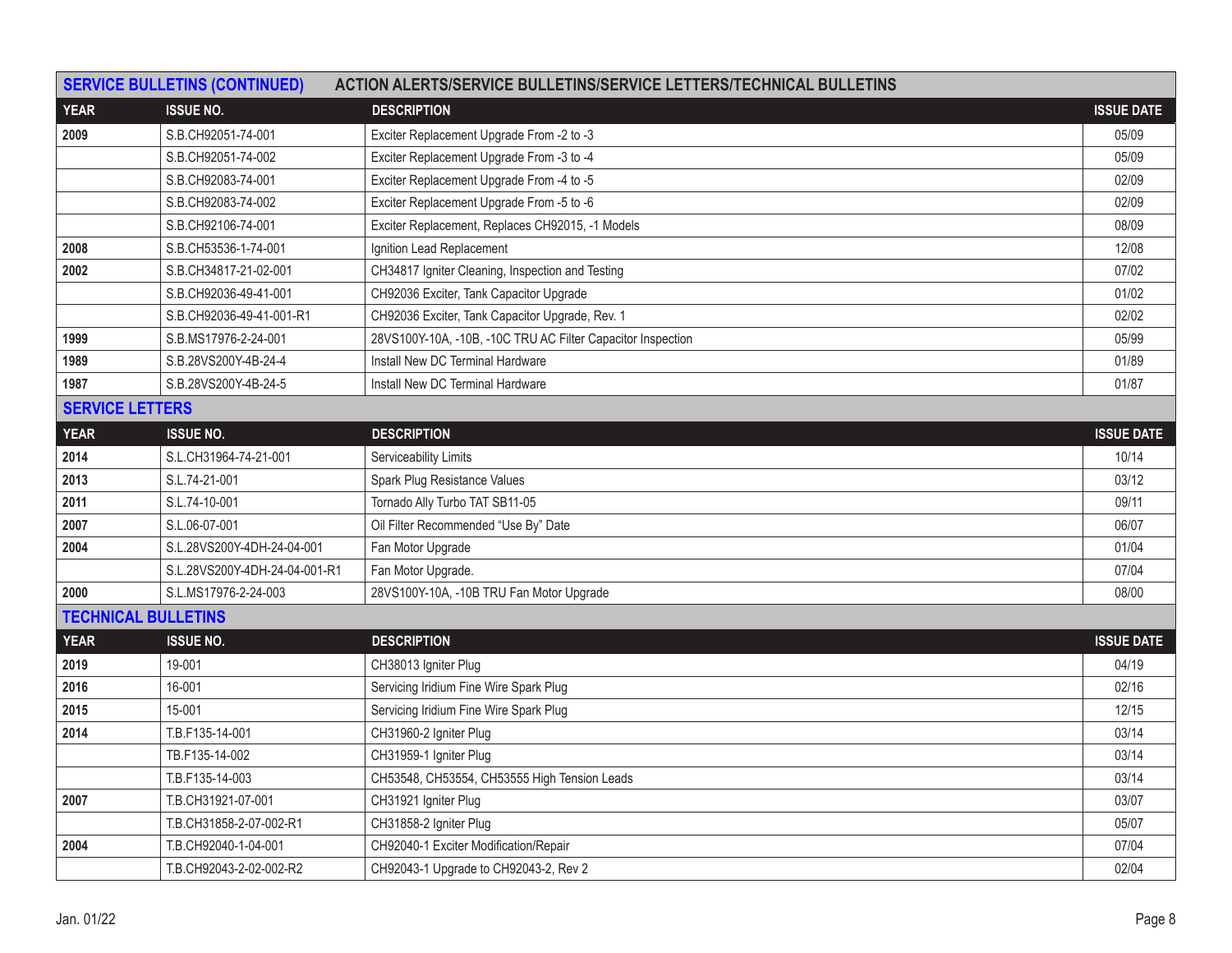## SERVICE BULLETINS (CONTINUED) — ACTION ALERTS/SERVICE BULLETINS/SERVICE LETTERS/TECHNICAL BULLETINS

| YEAR | ISSUE NO. | DESCRIPTION | ISSUE DATE |
|---|---|---|---|
| 2009 | S.B.CH92051-74-001 | Exciter Replacement Upgrade From -2 to -3 | 05/09 |
| | S.B.CH92051-74-002 | Exciter Replacement Upgrade From -3 to -4 | 05/09 |
| | S.B.CH92083-74-001 | Exciter Replacement Upgrade From -4 to -5 | 02/09 |
| | S.B.CH92083-74-002 | Exciter Replacement Upgrade From -5 to -6 | 02/09 |
| | S.B.CH92106-74-001 | Exciter Replacement, Replaces CH92015, -1 Models | 08/09 |
| 2008 | S.B.CH53536-1-74-001 | Ignition Lead Replacement | 12/08 |
| 2002 | S.B.CH34817-21-02-001 | CH34817 Igniter Cleaning, Inspection and Testing | 07/02 |
| | S.B.CH92036-49-41-001 | CH92036 Exciter, Tank Capacitor Upgrade | 01/02 |
| | S.B.CH92036-49-41-001-R1 | CH92036 Exciter, Tank Capacitor Upgrade, Rev. 1 | 02/02 |
| 1999 | S.B.MS17976-2-24-001 | 28VS100Y-10A, -10B, -10C TRU AC Filter Capacitor Inspection | 05/99 |
| 1989 | S.B.28VS200Y-4B-24-4 | Install New DC Terminal Hardware | 01/89 |
| 1987 | S.B.28VS200Y-4B-24-5 | Install New DC Terminal Hardware | 01/87 |

## SERVICE LETTERS

| YEAR | ISSUE NO. | DESCRIPTION | ISSUE DATE |
|---|---|---|---|
| 2014 | S.L.CH31964-74-21-001 | Serviceability Limits | 10/14 |
| 2013 | S.L.74-21-001 | Spark Plug Resistance Values | 03/12 |
| 2011 | S.L.74-10-001 | Tornado Ally Turbo TAT SB11-05 | 09/11 |
| 2007 | S.L.06-07-001 | Oil Filter Recommended "Use By" Date | 06/07 |
| 2004 | S.L.28VS200Y-4DH-24-04-001 | Fan Motor Upgrade | 01/04 |
| | S.L.28VS200Y-4DH-24-04-001-R1 | Fan Motor Upgrade. | 07/04 |
| 2000 | S.L.MS17976-2-24-003 | 28VS100Y-10A, -10B TRU Fan Motor Upgrade | 08/00 |

## TECHNICAL BULLETINS

| YEAR | ISSUE NO. | DESCRIPTION | ISSUE DATE |
|---|---|---|---|
| 2019 | 19-001 | CH38013 Igniter Plug | 04/19 |
| 2016 | 16-001 | Servicing Iridium Fine Wire Spark Plug | 02/16 |
| 2015 | 15-001 | Servicing Iridium Fine Wire Spark Plug | 12/15 |
| 2014 | T.B.F135-14-001 | CH31960-2 Igniter Plug | 03/14 |
| | TB.F135-14-002 | CH31959-1 Igniter Plug | 03/14 |
| | T.B.F135-14-003 | CH53548, CH53554, CH53555 High Tension Leads | 03/14 |
| 2007 | T.B.CH31921-07-001 | CH31921 Igniter Plug | 03/07 |
| | T.B.CH31858-2-07-002-R1 | CH31858-2 Igniter Plug | 05/07 |
| 2004 | T.B.CH92040-1-04-001 | CH92040-1 Exciter Modification/Repair | 07/04 |
| | T.B.CH92043-2-02-002-R2 | CH92043-1 Upgrade to CH92043-2, Rev 2 | 02/04 |

Jan. 01/22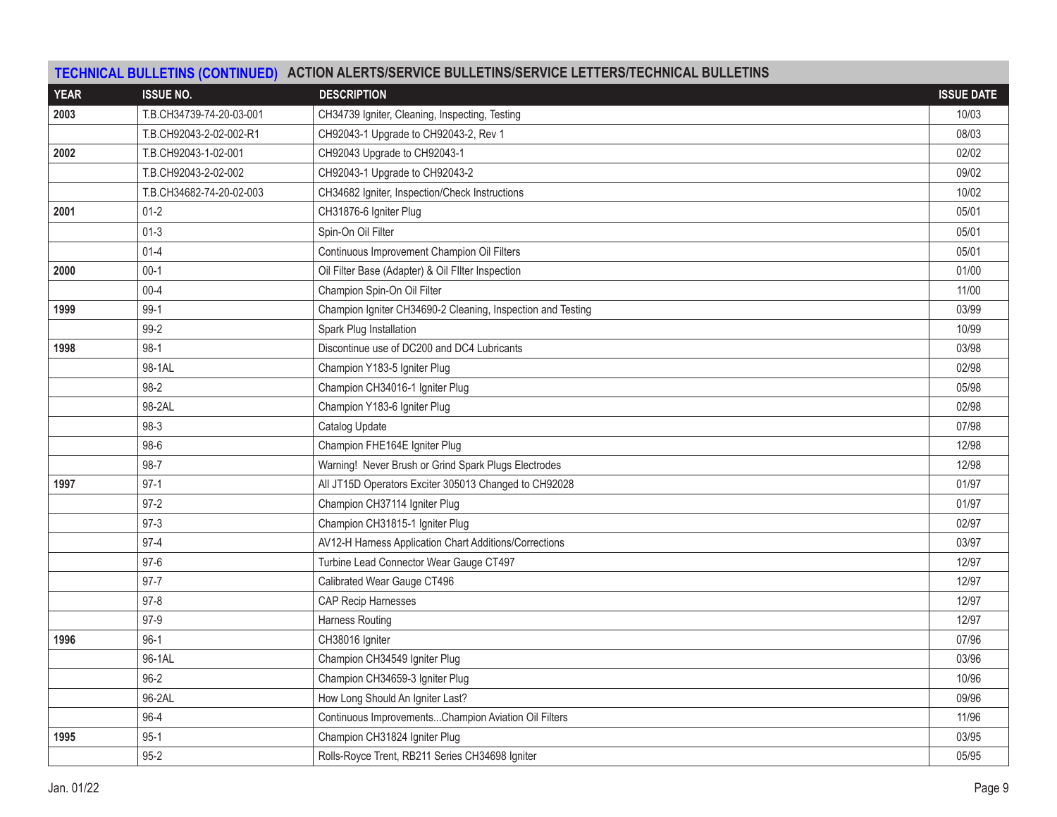## TECHNICAL BULLETINS (CONTINUED) ACTION ALERTS/SERVICE BULLETINS/SERVICE LETTERS/TECHNICAL BULLETINS

| YEAR | ISSUE NO. | DESCRIPTION | ISSUE DATE |
|---|---|---|---|
| **2003** | T.B.CH34739-74-20-03-001 | CH34739 Igniter, Cleaning, Inspecting, Testing | 10/03 |
| | T.B.CH92043-2-02-002-R1 | CH92043-1 Upgrade to CH92043-2, Rev 1 | 08/03 |
| **2002** | T.B.CH92043-1-02-001 | CH92043 Upgrade to CH92043-1 | 02/02 |
| | T.B.CH92043-2-02-002 | CH92043-1 Upgrade to CH92043-2 | 09/02 |
| | T.B.CH34682-74-20-02-003 | CH34682 Igniter, Inspection/Check Instructions | 10/02 |
| **2001** | 01-2 | CH31876-6 Igniter Plug | 05/01 |
| | 01-3 | Spin-On Oil Filter | 05/01 |
| | 01-4 | Continuous Improvement Champion Oil Filters | 05/01 |
| **2000** | 00-1 | Oil Filter Base (Adapter) & Oil FIlter Inspection | 01/00 |
| | 00-4 | Champion Spin-On Oil Filter | 11/00 |
| **1999** | 99-1 | Champion Igniter CH34690-2 Cleaning, Inspection and Testing | 03/99 |
| | 99-2 | Spark Plug Installation | 10/99 |
| **1998** | 98-1 | Discontinue use of DC200 and DC4 Lubricants | 03/98 |
| | 98-1AL | Champion Y183-5 Igniter Plug | 02/98 |
| | 98-2 | Champion CH34016-1 Igniter Plug | 05/98 |
| | 98-2AL | Champion Y183-6 Igniter Plug | 02/98 |
| | 98-3 | Catalog Update | 07/98 |
| | 98-6 | Champion FHE164E Igniter Plug | 12/98 |
| | 98-7 | Warning! Never Brush or Grind Spark Plugs Electrodes | 12/98 |
| **1997** | 97-1 | All JT15D Operators Exciter 305013 Changed to CH92028 | 01/97 |
| | 97-2 | Champion CH37114 Igniter Plug | 01/97 |
| | 97-3 | Champion CH31815-1 Igniter Plug | 02/97 |
| | 97-4 | AV12-H Harness Application Chart Additions/Corrections | 03/97 |
| | 97-6 | Turbine Lead Connector Wear Gauge CT497 | 12/97 |
| | 97-7 | Calibrated Wear Gauge CT496 | 12/97 |
| | 97-8 | CAP Recip Harnesses | 12/97 |
| | 97-9 | Harness Routing | 12/97 |
| **1996** | 96-1 | CH38016 Igniter | 07/96 |
| | 96-1AL | Champion CH34549 Igniter Plug | 03/96 |
| | 96-2 | Champion CH34659-3 Igniter Plug | 10/96 |
| | 96-2AL | How Long Should An Igniter Last? | 09/96 |
| | 96-4 | Continuous Improvements...Champion Aviation Oil Filters | 11/96 |
| **1995** | 95-1 | Champion CH31824 Igniter Plug | 03/95 |
| | 95-2 | Rolls-Royce Trent, RB211 Series CH34698 Igniter | 05/95 |

Jan. 01/22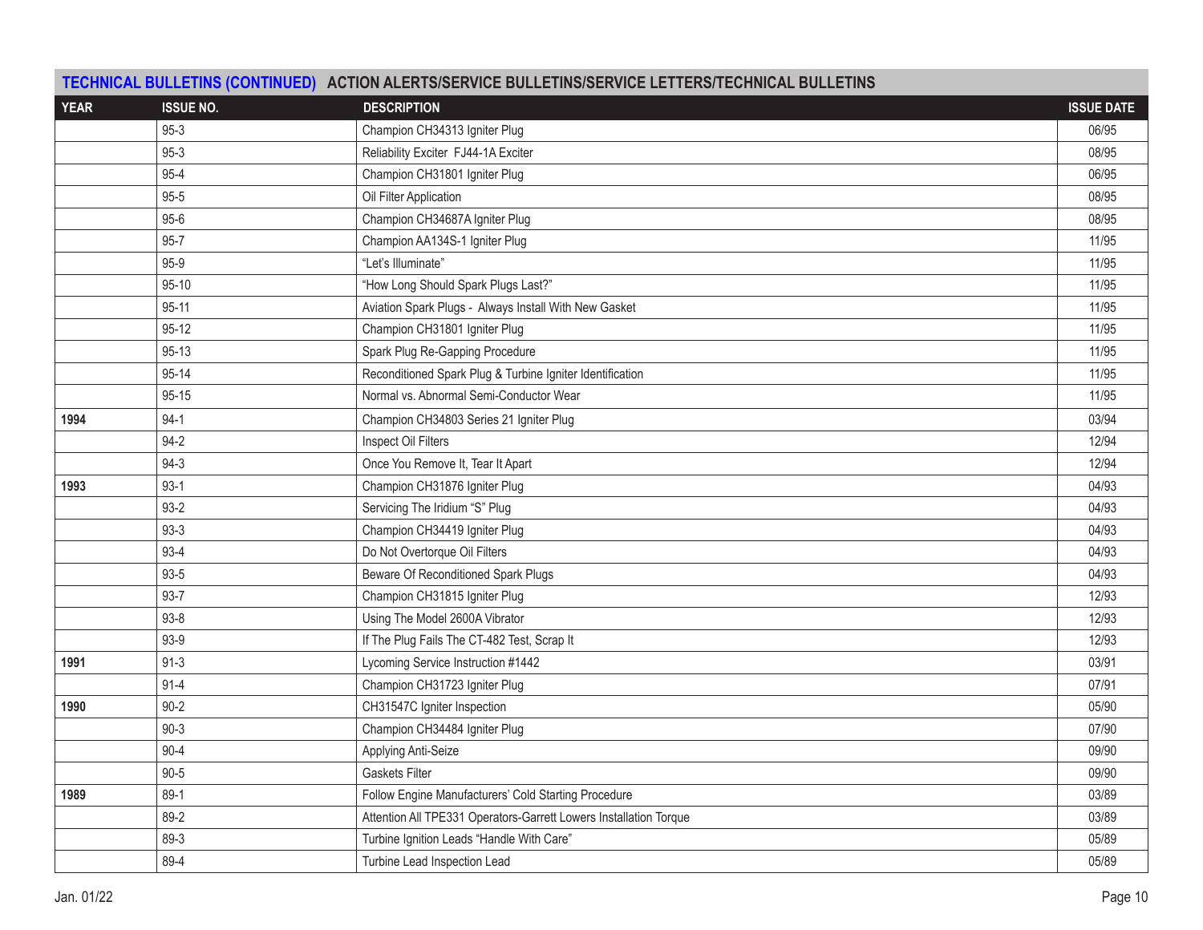## TECHNICAL BULLETINS (CONTINUED) ACTION ALERTS/SERVICE BULLETINS/SERVICE LETTERS/TECHNICAL BULLETINS

| YEAR | ISSUE NO. | DESCRIPTION | ISSUE DATE |
|---|---|---|---|
| | 95-3 | Champion CH34313 Igniter Plug | 06/95 |
| | 95-3 | Reliability Exciter FJ44-1A Exciter | 08/95 |
| | 95-4 | Champion CH31801 Igniter Plug | 06/95 |
| | 95-5 | Oil Filter Application | 08/95 |
| | 95-6 | Champion CH34687A Igniter Plug | 08/95 |
| | 95-7 | Champion AA134S-1 Igniter Plug | 11/95 |
| | 95-9 | “Let’s Illuminate” | 11/95 |
| | 95-10 | “How Long Should Spark Plugs Last?” | 11/95 |
| | 95-11 | Aviation Spark Plugs - Always Install With New Gasket | 11/95 |
| | 95-12 | Champion CH31801 Igniter Plug | 11/95 |
| | 95-13 | Spark Plug Re-Gapping Procedure | 11/95 |
| | 95-14 | Reconditioned Spark Plug & Turbine Igniter Identification | 11/95 |
| | 95-15 | Normal vs. Abnormal Semi-Conductor Wear | 11/95 |
| **1994** | 94-1 | Champion CH34803 Series 21 Igniter Plug | 03/94 |
| | 94-2 | Inspect Oil Filters | 12/94 |
| | 94-3 | Once You Remove It, Tear It Apart | 12/94 |
| **1993** | 93-1 | Champion CH31876 Igniter Plug | 04/93 |
| | 93-2 | Servicing The Iridium “S” Plug | 04/93 |
| | 93-3 | Champion CH34419 Igniter Plug | 04/93 |
| | 93-4 | Do Not Overtorque Oil Filters | 04/93 |
| | 93-5 | Beware Of Reconditioned Spark Plugs | 04/93 |
| | 93-7 | Champion CH31815 Igniter Plug | 12/93 |
| | 93-8 | Using The Model 2600A Vibrator | 12/93 |
| | 93-9 | If The Plug Fails The CT-482 Test, Scrap It | 12/93 |
| **1991** | 91-3 | Lycoming Service Instruction #1442 | 03/91 |
| | 91-4 | Champion CH31723 Igniter Plug | 07/91 |
| **1990** | 90-2 | CH31547C Igniter Inspection | 05/90 |
| | 90-3 | Champion CH34484 Igniter Plug | 07/90 |
| | 90-4 | Applying Anti-Seize | 09/90 |
| | 90-5 | Gaskets Filter | 09/90 |
| **1989** | 89-1 | Follow Engine Manufacturers’ Cold Starting Procedure | 03/89 |
| | 89-2 | Attention All TPE331 Operators-Garrett Lowers Installation Torque | 03/89 |
| | 89-3 | Turbine Ignition Leads “Handle With Care” | 05/89 |
| | 89-4 | Turbine Lead Inspection Lead | 05/89 |

Jan. 01/22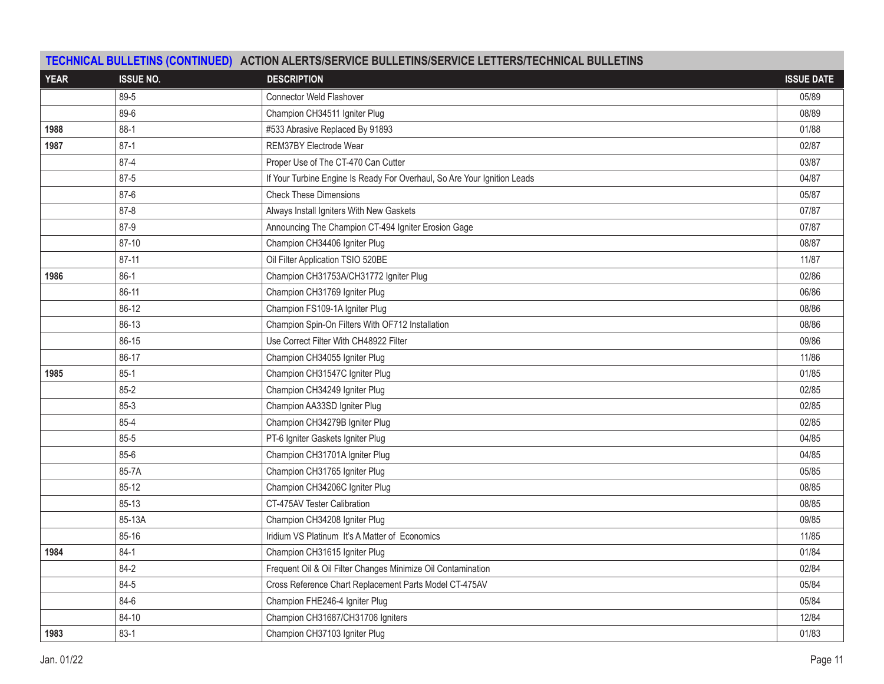## TECHNICAL BULLETINS (CONTINUED) ACTION ALERTS/SERVICE BULLETINS/SERVICE LETTERS/TECHNICAL BULLETINS

| YEAR | ISSUE NO. | DESCRIPTION | ISSUE DATE |
|---|---|---|---|
| | 89-5 | Connector Weld Flashover | 05/89 |
| | 89-6 | Champion CH34511 Igniter Plug | 08/89 |
| **1988** | 88-1 | #533 Abrasive Replaced By 91893 | 01/88 |
| **1987** | 87-1 | REM37BY Electrode Wear | 02/87 |
| | 87-4 | Proper Use of The CT-470 Can Cutter | 03/87 |
| | 87-5 | If Your Turbine Engine Is Ready For Overhaul, So Are Your Ignition Leads | 04/87 |
| | 87-6 | Check These Dimensions | 05/87 |
| | 87-8 | Always Install Igniters With New Gaskets | 07/87 |
| | 87-9 | Announcing The Champion CT-494 Igniter Erosion Gage | 07/87 |
| | 87-10 | Champion CH34406 Igniter Plug | 08/87 |
| | 87-11 | Oil Filter Application TSIO 520BE | 11/87 |
| **1986** | 86-1 | Champion CH31753A/CH31772 Igniter Plug | 02/86 |
| | 86-11 | Champion CH31769 Igniter Plug | 06/86 |
| | 86-12 | Champion FS109-1A Igniter Plug | 08/86 |
| | 86-13 | Champion Spin-On Filters With OF712 Installation | 08/86 |
| | 86-15 | Use Correct Filter With CH48922 Filter | 09/86 |
| | 86-17 | Champion CH34055 Igniter Plug | 11/86 |
| **1985** | 85-1 | Champion CH31547C Igniter Plug | 01/85 |
| | 85-2 | Champion CH34249 Igniter Plug | 02/85 |
| | 85-3 | Champion AA33SD Igniter Plug | 02/85 |
| | 85-4 | Champion CH34279B Igniter Plug | 02/85 |
| | 85-5 | PT-6 Igniter Gaskets Igniter Plug | 04/85 |
| | 85-6 | Champion CH31701A Igniter Plug | 04/85 |
| | 85-7A | Champion CH31765 Igniter Plug | 05/85 |
| | 85-12 | Champion CH34206C Igniter Plug | 08/85 |
| | 85-13 | CT-475AV Tester Calibration | 08/85 |
| | 85-13A | Champion CH34208 Igniter Plug | 09/85 |
| | 85-16 | Iridium VS Platinum It's A Matter of Economics | 11/85 |
| **1984** | 84-1 | Champion CH31615 Igniter Plug | 01/84 |
| | 84-2 | Frequent Oil & Oil Filter Changes Minimize Oil Contamination | 02/84 |
| | 84-5 | Cross Reference Chart Replacement Parts Model CT-475AV | 05/84 |
| | 84-6 | Champion FHE246-4 Igniter Plug | 05/84 |
| | 84-10 | Champion CH31687/CH31706 Igniters | 12/84 |
| **1983** | 83-1 | Champion CH37103 Igniter Plug | 01/83 |

Jan. 01/22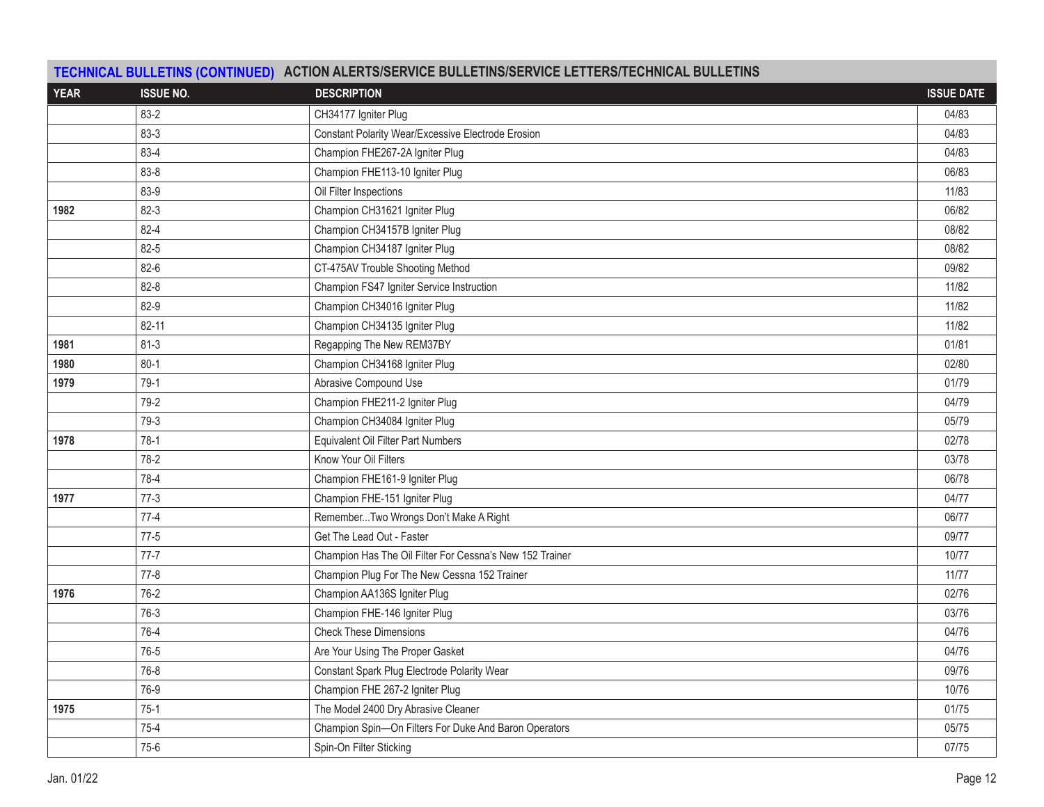## TECHNICAL BULLETINS (CONTINUED) ACTION ALERTS/SERVICE BULLETINS/SERVICE LETTERS/TECHNICAL BULLETINS

| YEAR | ISSUE NO. | DESCRIPTION | ISSUE DATE |
|---|---|---|---|
| | 83-2 | CH34177 Igniter Plug | 04/83 |
| | 83-3 | Constant Polarity Wear/Excessive Electrode Erosion | 04/83 |
| | 83-4 | Champion FHE267-2A Igniter Plug | 04/83 |
| | 83-8 | Champion FHE113-10 Igniter Plug | 06/83 |
| | 83-9 | Oil Filter Inspections | 11/83 |
| **1982** | 82-3 | Champion CH31621 Igniter Plug | 06/82 |
| | 82-4 | Champion CH34157B Igniter Plug | 08/82 |
| | 82-5 | Champion CH34187 Igniter Plug | 08/82 |
| | 82-6 | CT-475AV Trouble Shooting Method | 09/82 |
| | 82-8 | Champion FS47 Igniter Service Instruction | 11/82 |
| | 82-9 | Champion CH34016 Igniter Plug | 11/82 |
| | 82-11 | Champion CH34135 Igniter Plug | 11/82 |
| **1981** | 81-3 | Regapping The New REM37BY | 01/81 |
| **1980** | 80-1 | Champion CH34168 Igniter Plug | 02/80 |
| **1979** | 79-1 | Abrasive Compound Use | 01/79 |
| | 79-2 | Champion FHE211-2 Igniter Plug | 04/79 |
| | 79-3 | Champion CH34084 Igniter Plug | 05/79 |
| **1978** | 78-1 | Equivalent Oil Filter Part Numbers | 02/78 |
| | 78-2 | Know Your Oil Filters | 03/78 |
| | 78-4 | Champion FHE161-9 Igniter Plug | 06/78 |
| **1977** | 77-3 | Champion FHE-151 Igniter Plug | 04/77 |
| | 77-4 | Remember...Two Wrongs Don't Make A Right | 06/77 |
| | 77-5 | Get The Lead Out - Faster | 09/77 |
| | 77-7 | Champion Has The Oil Filter For Cessna's New 152 Trainer | 10/77 |
| | 77-8 | Champion Plug For The New Cessna 152 Trainer | 11/77 |
| **1976** | 76-2 | Champion AA136S Igniter Plug | 02/76 |
| | 76-3 | Champion FHE-146 Igniter Plug | 03/76 |
| | 76-4 | Check These Dimensions | 04/76 |
| | 76-5 | Are Your Using The Proper Gasket | 04/76 |
| | 76-8 | Constant Spark Plug Electrode Polarity Wear | 09/76 |
| | 76-9 | Champion FHE 267-2 Igniter Plug | 10/76 |
| **1975** | 75-1 | The Model 2400 Dry Abrasive Cleaner | 01/75 |
| | 75-4 | Champion Spin—On Filters For Duke And Baron Operators | 05/75 |
| | 75-6 | Spin-On Filter Sticking | 07/75 |

Jan. 01/22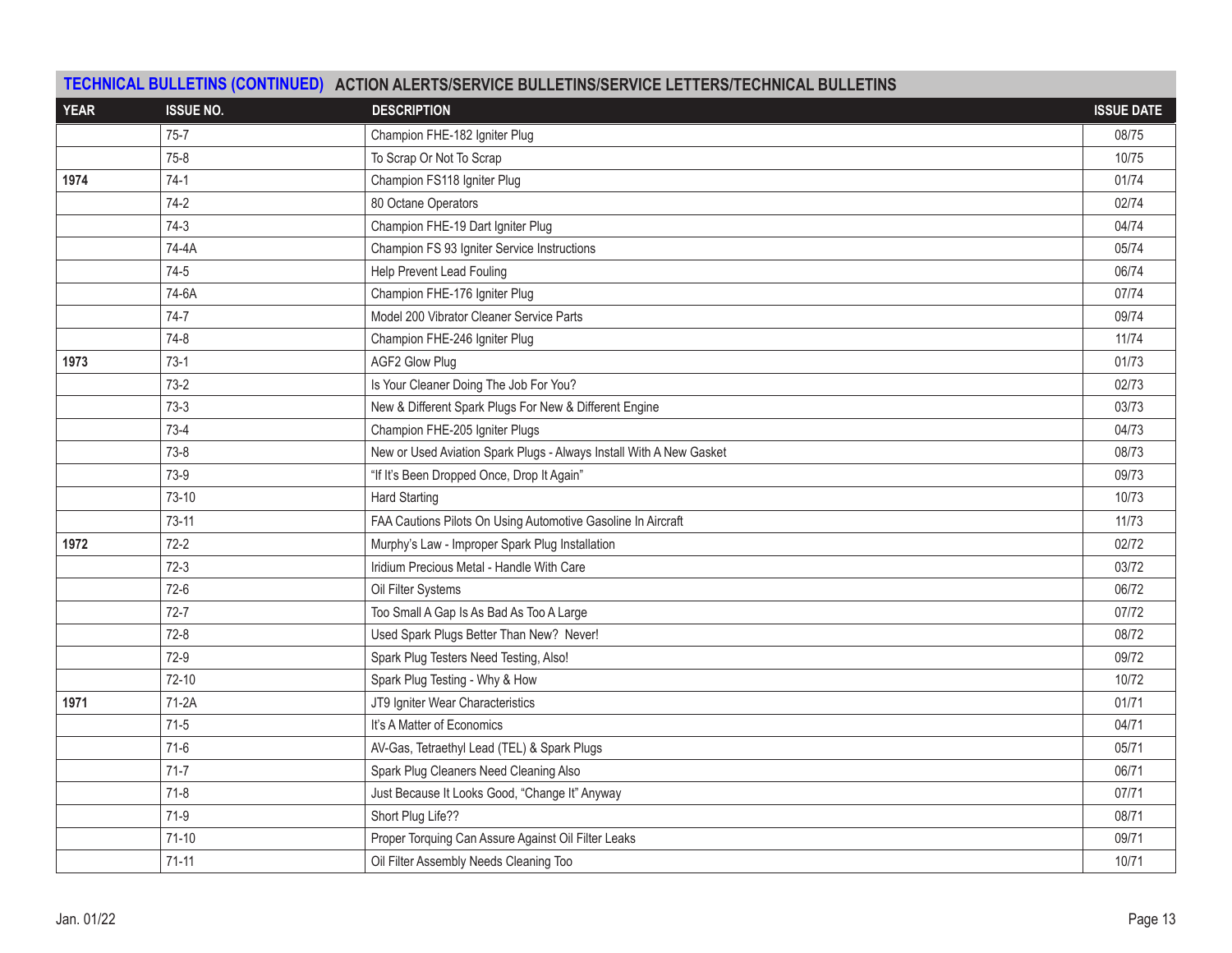## TECHNICAL BULLETINS (CONTINUED) ACTION ALERTS/SERVICE BULLETINS/SERVICE LETTERS/TECHNICAL BULLETINS

| YEAR | ISSUE NO. | DESCRIPTION | ISSUE DATE |
|---|---|---|---|
| | 75-7 | Champion FHE-182 Igniter Plug | 08/75 |
| | 75-8 | To Scrap Or Not To Scrap | 10/75 |
| **1974** | 74-1 | Champion FS118 Igniter Plug | 01/74 |
| | 74-2 | 80 Octane Operators | 02/74 |
| | 74-3 | Champion FHE-19 Dart Igniter Plug | 04/74 |
| | 74-4A | Champion FS 93 Igniter Service Instructions | 05/74 |
| | 74-5 | Help Prevent Lead Fouling | 06/74 |
| | 74-6A | Champion FHE-176 Igniter Plug | 07/74 |
| | 74-7 | Model 200 Vibrator Cleaner Service Parts | 09/74 |
| | 74-8 | Champion FHE-246 Igniter Plug | 11/74 |
| **1973** | 73-1 | AGF2 Glow Plug | 01/73 |
| | 73-2 | Is Your Cleaner Doing The Job For You? | 02/73 |
| | 73-3 | New & Different Spark Plugs For New & Different Engine | 03/73 |
| | 73-4 | Champion FHE-205 Igniter Plugs | 04/73 |
| | 73-8 | New or Used Aviation Spark Plugs - Always Install With A New Gasket | 08/73 |
| | 73-9 | "If It's Been Dropped Once, Drop It Again" | 09/73 |
| | 73-10 | Hard Starting | 10/73 |
| | 73-11 | FAA Cautions Pilots On Using Automotive Gasoline In Aircraft | 11/73 |
| **1972** | 72-2 | Murphy's Law - Improper Spark Plug Installation | 02/72 |
| | 72-3 | Iridium Precious Metal - Handle With Care | 03/72 |
| | 72-6 | Oil Filter Systems | 06/72 |
| | 72-7 | Too Small A Gap Is As Bad As Too A Large | 07/72 |
| | 72-8 | Used Spark Plugs Better Than New? Never! | 08/72 |
| | 72-9 | Spark Plug Testers Need Testing, Also! | 09/72 |
| | 72-10 | Spark Plug Testing - Why & How | 10/72 |
| **1971** | 71-2A | JT9 Igniter Wear Characteristics | 01/71 |
| | 71-5 | It's A Matter of Economics | 04/71 |
| | 71-6 | AV-Gas, Tetraethyl Lead (TEL) & Spark Plugs | 05/71 |
| | 71-7 | Spark Plug Cleaners Need Cleaning Also | 06/71 |
| | 71-8 | Just Because It Looks Good, "Change It" Anyway | 07/71 |
| | 71-9 | Short Plug Life?? | 08/71 |
| | 71-10 | Proper Torquing Can Assure Against Oil Filter Leaks | 09/71 |
| | 71-11 | Oil Filter Assembly Needs Cleaning Too | 10/71 |

Jan. 01/22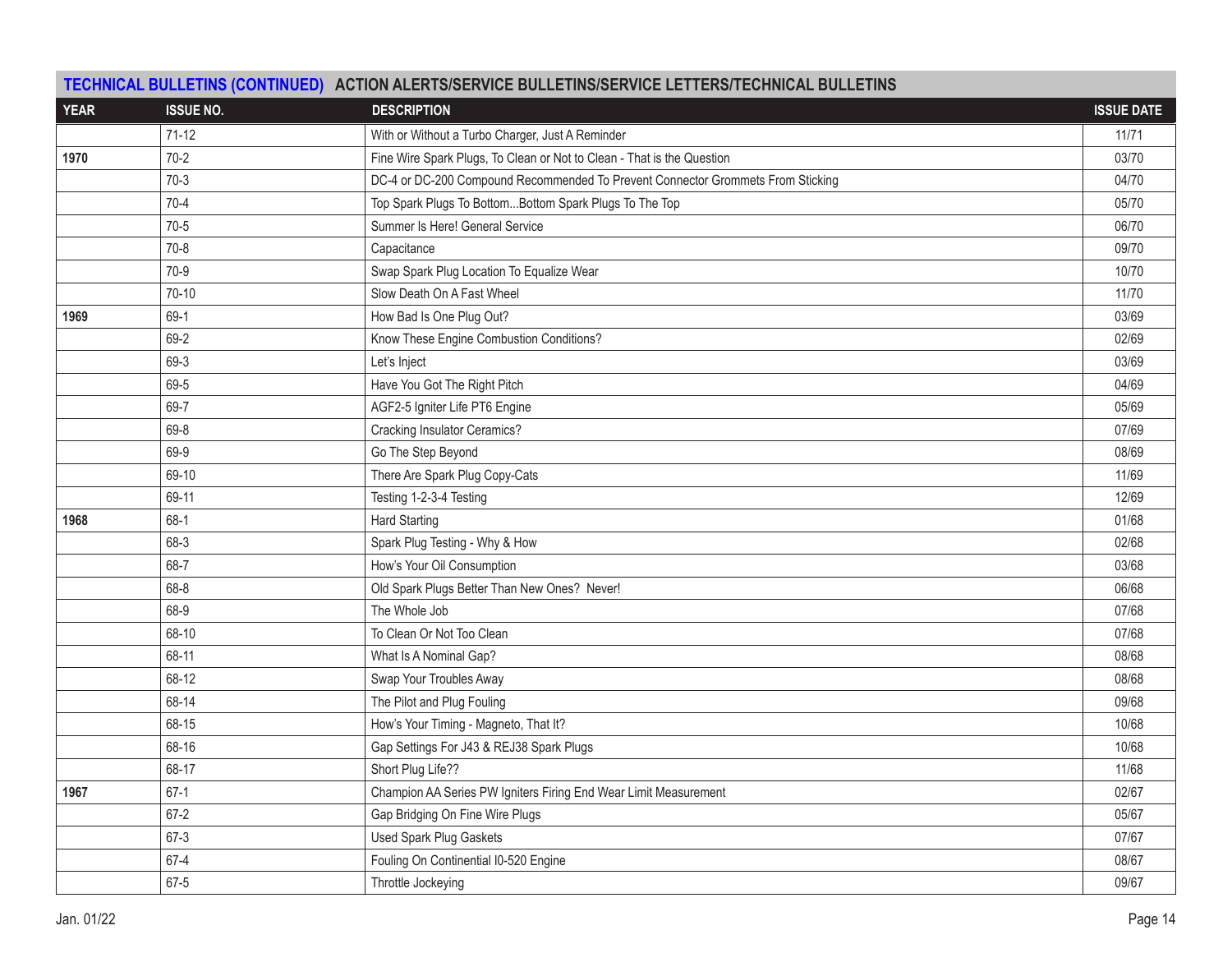## TECHNICAL BULLETINS (CONTINUED) ACTION ALERTS/SERVICE BULLETINS/SERVICE LETTERS/TECHNICAL BULLETINS

| YEAR | ISSUE NO. | DESCRIPTION | ISSUE DATE |
|---|---|---|---|
| | 71-12 | With or Without a Turbo Charger, Just A Reminder | 11/71 |
| 1970 | 70-2 | Fine Wire Spark Plugs, To Clean or Not to Clean - That is the Question | 03/70 |
| | 70-3 | DC-4 or DC-200 Compound Recommended To Prevent Connector Grommets From Sticking | 04/70 |
| | 70-4 | Top Spark Plugs To Bottom...Bottom Spark Plugs To The Top | 05/70 |
| | 70-5 | Summer Is Here! General Service | 06/70 |
| | 70-8 | Capacitance | 09/70 |
| | 70-9 | Swap Spark Plug Location To Equalize Wear | 10/70 |
| | 70-10 | Slow Death On A Fast Wheel | 11/70 |
| 1969 | 69-1 | How Bad Is One Plug Out? | 03/69 |
| | 69-2 | Know These Engine Combustion Conditions? | 02/69 |
| | 69-3 | Let's Inject | 03/69 |
| | 69-5 | Have You Got The Right Pitch | 04/69 |
| | 69-7 | AGF2-5 Igniter Life PT6 Engine | 05/69 |
| | 69-8 | Cracking Insulator Ceramics? | 07/69 |
| | 69-9 | Go The Step Beyond | 08/69 |
| | 69-10 | There Are Spark Plug Copy-Cats | 11/69 |
| | 69-11 | Testing 1-2-3-4 Testing | 12/69 |
| 1968 | 68-1 | Hard Starting | 01/68 |
| | 68-3 | Spark Plug Testing - Why & How | 02/68 |
| | 68-7 | How's Your Oil Consumption | 03/68 |
| | 68-8 | Old Spark Plugs Better Than New Ones? Never! | 06/68 |
| | 68-9 | The Whole Job | 07/68 |
| | 68-10 | To Clean Or Not Too Clean | 07/68 |
| | 68-11 | What Is A Nominal Gap? | 08/68 |
| | 68-12 | Swap Your Troubles Away | 08/68 |
| | 68-14 | The Pilot and Plug Fouling | 09/68 |
| | 68-15 | How's Your Timing - Magneto, That It? | 10/68 |
| | 68-16 | Gap Settings For J43 & REJ38 Spark Plugs | 10/68 |
| | 68-17 | Short Plug Life?? | 11/68 |
| 1967 | 67-1 | Champion AA Series PW Igniters Firing End Wear Limit Measurement | 02/67 |
| | 67-2 | Gap Bridging On Fine Wire Plugs | 05/67 |
| | 67-3 | Used Spark Plug Gaskets | 07/67 |
| | 67-4 | Fouling On Continential I0-520 Engine | 08/67 |
| | 67-5 | Throttle Jockeying | 09/67 |

Jan. 01/22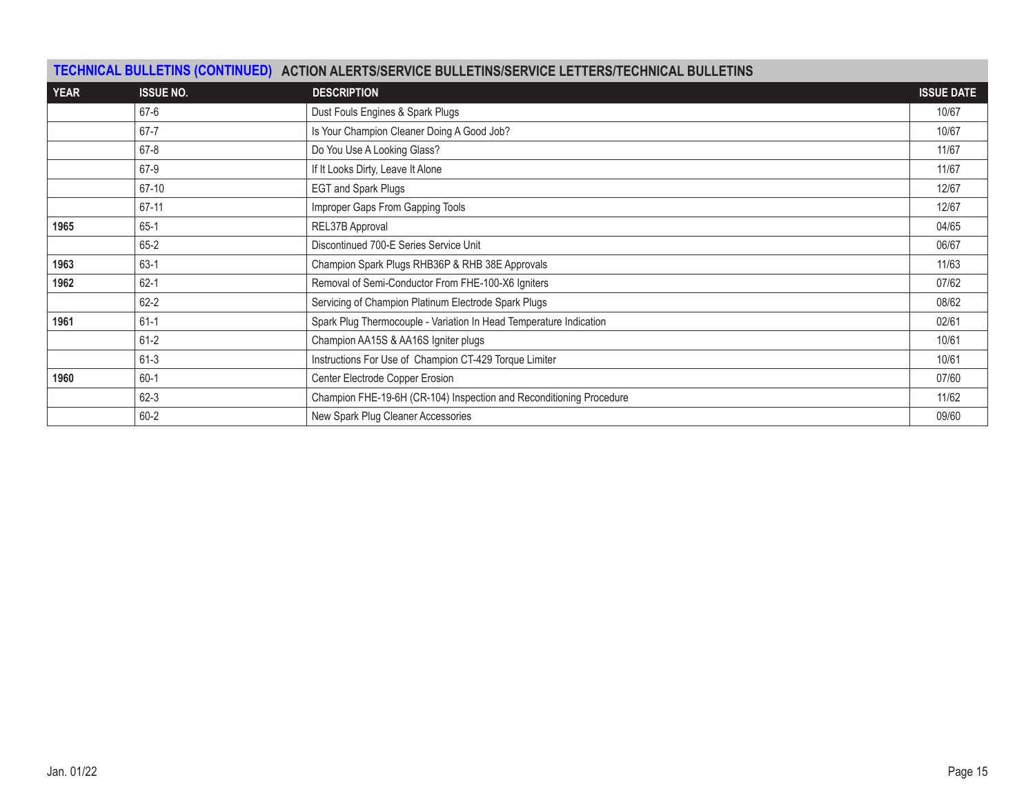## TECHNICAL BULLETINS (CONTINUED) ACTION ALERTS/SERVICE BULLETINS/SERVICE LETTERS/TECHNICAL BULLETINS

| YEAR | ISSUE NO. | DESCRIPTION | ISSUE DATE |
|---|---|---|---|
| | 67-6 | Dust Fouls Engines & Spark Plugs | 10/67 |
| | 67-7 | Is Your Champion Cleaner Doing A Good Job? | 10/67 |
| | 67-8 | Do You Use A Looking Glass? | 11/67 |
| | 67-9 | If It Looks Dirty, Leave It Alone | 11/67 |
| | 67-10 | EGT and Spark Plugs | 12/67 |
| | 67-11 | Improper Gaps From Gapping Tools | 12/67 |
| **1965** | 65-1 | REL37B Approval | 04/65 |
| | 65-2 | Discontinued 700-E Series Service Unit | 06/67 |
| **1963** | 63-1 | Champion Spark Plugs RHB36P & RHB 38E Approvals | 11/63 |
| **1962** | 62-1 | Removal of Semi-Conductor From FHE-100-X6 Igniters | 07/62 |
| | 62-2 | Servicing of Champion Platinum Electrode Spark Plugs | 08/62 |
| **1961** | 61-1 | Spark Plug Thermocouple - Variation In Head Temperature Indication | 02/61 |
| | 61-2 | Champion AA15S & AA16S Igniter plugs | 10/61 |
| | 61-3 | Instructions For Use of Champion CT-429 Torque Limiter | 10/61 |
| **1960** | 60-1 | Center Electrode Copper Erosion | 07/60 |
| | 62-3 | Champion FHE-19-6H (CR-104) Inspection and Reconditioning Procedure | 11/62 |
| | 60-2 | New Spark Plug Cleaner Accessories | 09/60 |

Jan. 01/22